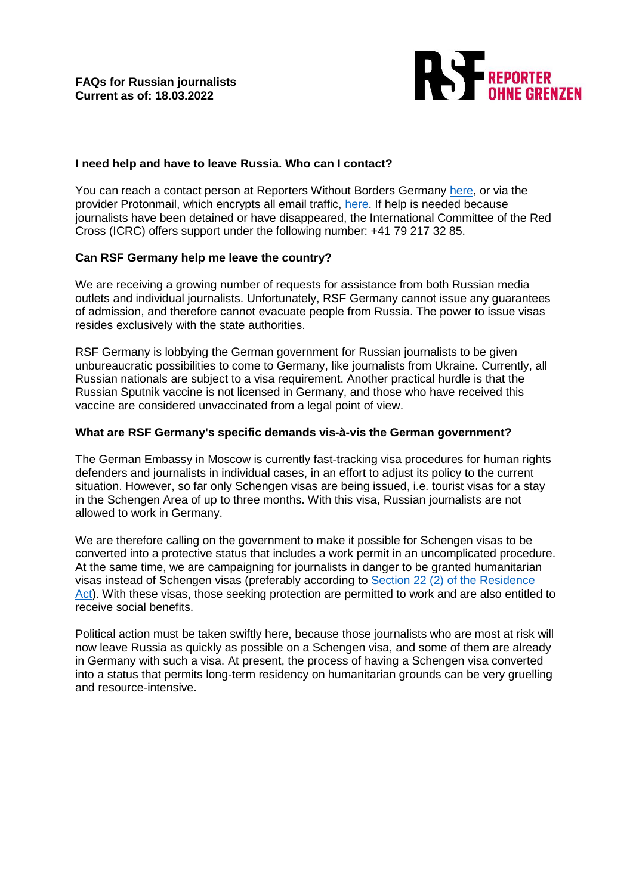**FAQs for Russian journalists**
**Current as of: 18.03.2022**

### I need help and have to leave Russia. Who can I contact?

You can reach a contact person at Reporters Without Borders Germany here, or via the provider Protonmail, which encrypts all email traffic, here. If help is needed because journalists have been detained or have disappeared, the International Committee of the Red Cross (ICRC) offers support under the following number: +41 79 217 32 85.

### Can RSF Germany help me leave the country?

We are receiving a growing number of requests for assistance from both Russian media outlets and individual journalists. Unfortunately, RSF Germany cannot issue any guarantees of admission, and therefore cannot evacuate people from Russia. The power to issue visas resides exclusively with the state authorities.

RSF Germany is lobbying the German government for Russian journalists to be given unbureaucratic possibilities to come to Germany, like journalists from Ukraine. Currently, all Russian nationals are subject to a visa requirement. Another practical hurdle is that the Russian Sputnik vaccine is not licensed in Germany, and those who have received this vaccine are considered unvaccinated from a legal point of view.

### What are RSF Germany's specific demands vis-à-vis the German government?

The German Embassy in Moscow is currently fast-tracking visa procedures for human rights defenders and journalists in individual cases, in an effort to adjust its policy to the current situation. However, so far only Schengen visas are being issued, i.e. tourist visas for a stay in the Schengen Area of up to three months. With this visa, Russian journalists are not allowed to work in Germany.

We are therefore calling on the government to make it possible for Schengen visas to be converted into a protective status that includes a work permit in an uncomplicated procedure. At the same time, we are campaigning for journalists in danger to be granted humanitarian visas instead of Schengen visas (preferably according to Section 22 (2) of the Residence Act). With these visas, those seeking protection are permitted to work and are also entitled to receive social benefits.

Political action must be taken swiftly here, because those journalists who are most at risk will now leave Russia as quickly as possible on a Schengen visa, and some of them are already in Germany with such a visa. At present, the process of having a Schengen visa converted into a status that permits long-term residency on humanitarian grounds can be very gruelling and resource-intensive.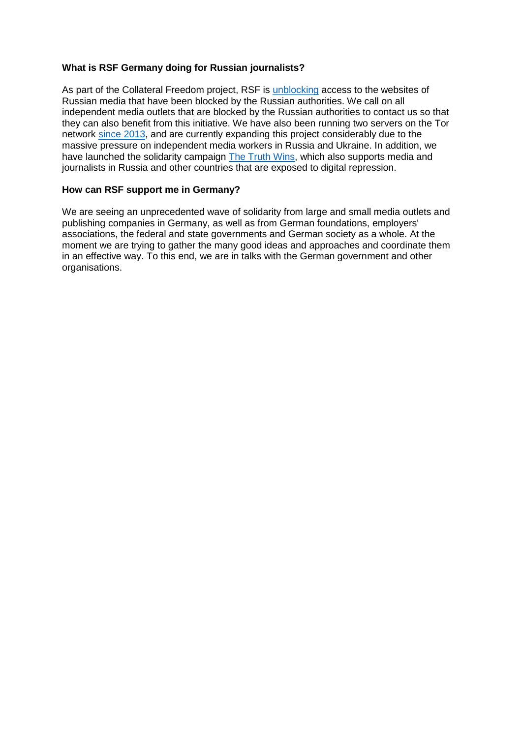**What is RSF Germany doing for Russian journalists?**

As part of the Collateral Freedom project, RSF is unblocking access to the websites of Russian media that have been blocked by the Russian authorities. We call on all independent media outlets that are blocked by the Russian authorities to contact us so that they can also benefit from this initiative. We have also been running two servers on the Tor network since 2013, and are currently expanding this project considerably due to the massive pressure on independent media workers in Russia and Ukraine. In addition, we have launched the solidarity campaign The Truth Wins, which also supports media and journalists in Russia and other countries that are exposed to digital repression.

**How can RSF support me in Germany?**

We are seeing an unprecedented wave of solidarity from large and small media outlets and publishing companies in Germany, as well as from German foundations, employers' associations, the federal and state governments and German society as a whole. At the moment we are trying to gather the many good ideas and approaches and coordinate them in an effective way. To this end, we are in talks with the German government and other organisations.